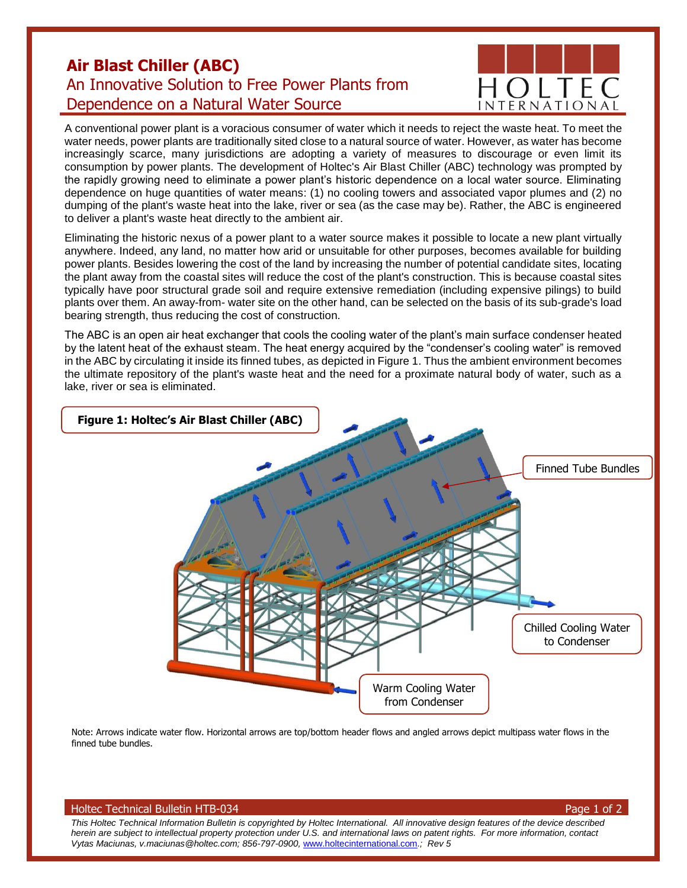# Air Blast Chiller (ABC)

## An Innovative Solution to Free Power Plants from Dependence on a Natural Water Source

A conventional power plant is a voracious consumer of water which it needs to reject the waste heat. To meet the water needs, power plants are traditionally sited close to a natural source of water. However, as water has become increasingly scarce, many jurisdictions are adopting a variety of measures to discourage or even limit its consumption by power plants. The development of Holtec's Air Blast Chiller (ABC) technology was prompted by the rapidly growing need to eliminate a power plant's historic dependence on a local water source. Eliminating dependence on huge quantities of water means: (1) no cooling towers and associated vapor plumes and (2) no dumping of the plant's waste heat into the lake, river or sea (as the case may be). Rather, the ABC is engineered to deliver a plant's waste heat directly to the ambient air.

Eliminating the historic nexus of a power plant to a water source makes it possible to locate a new plant virtually anywhere. Indeed, any land, no matter how arid or unsuitable for other purposes, becomes available for building power plants. Besides lowering the cost of the land by increasing the number of potential candidate sites, locating the plant away from the coastal sites will reduce the cost of the plant's construction. This is because coastal sites typically have poor structural grade soil and require extensive remediation (including expensive pilings) to build plants over them. An away-from- water site on the other hand, can be selected on the basis of its sub-grade's load bearing strength, thus reducing the cost of construction.

The ABC is an open air heat exchanger that cools the cooling water of the plant's main surface condenser heated by the latent heat of the exhaust steam. The heat energy acquired by the "condenser's cooling water" is removed in the ABC by circulating it inside its finned tubes, as depicted in Figure 1. Thus the ambient environment becomes the ultimate repository of the plant's waste heat and the need for a proximate natural body of water, such as a lake, river or sea is eliminated.

**Figure 1: Holtec's Air Blast Chiller (ABC)**

Finned Tube Bundles

Chilled Cooling Water to Condenser

Warm Cooling Water from Condenser

Note: Arrows indicate water flow. Horizontal arrows are top/bottom header flows and angled arrows depict multipass water flows in the finned tube bundles.

Holtec Technical Bulletin HTB-034

*This Holtec Technical Information Bulletin is copyrighted by Holtec International. All innovative design features of the device described herein are subject to intellectual property protection under U.S. and international laws on patent rights. For more information, contact Vytas Maciunas, v.maciunas@holtec.com; 856-797-0900, www.holtecinternational.com.; Rev 5*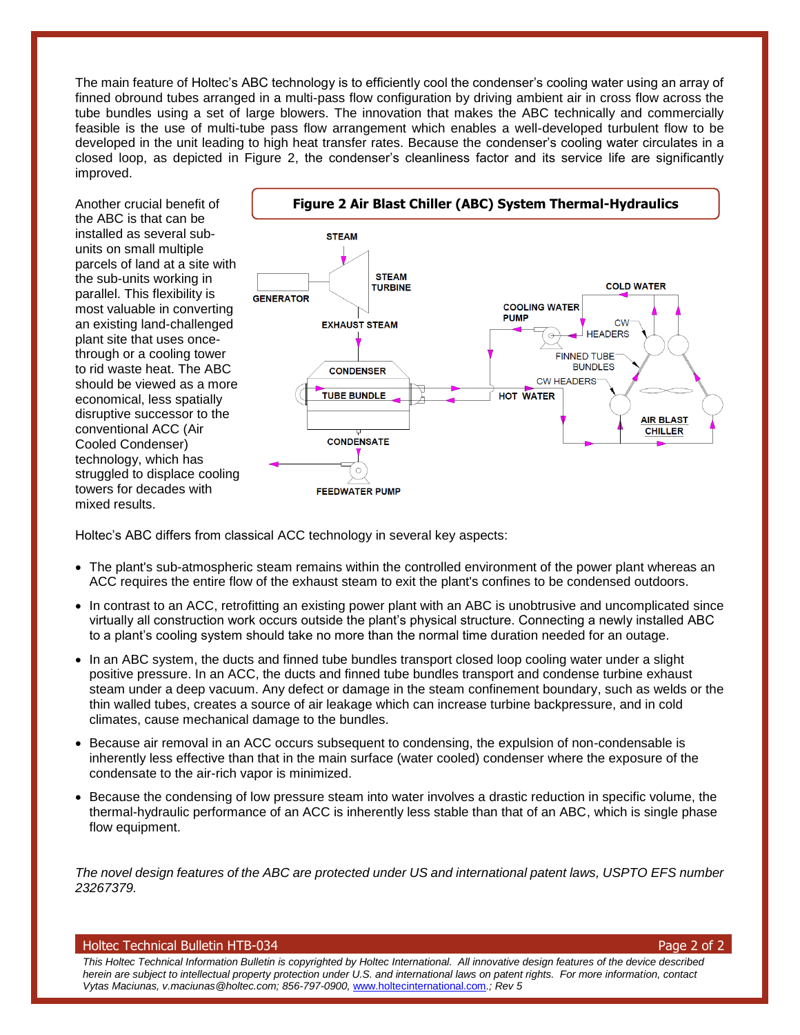The main feature of Holtec's ABC technology is to efficiently cool the condenser's cooling water using an array of finned obround tubes arranged in a multi-pass flow configuration by driving ambient air in cross flow across the tube bundles using a set of large blowers. The innovation that makes the ABC technically and commercially feasible is the use of multi-tube pass flow arrangement which enables a well-developed turbulent flow to be developed in the unit leading to high heat transfer rates. Because the condenser's cooling water circulates in a closed loop, as depicted in Figure 2, the condenser's cleanliness factor and its service life are significantly improved.

Another crucial benefit of the ABC is that can be installed as several sub-units on small multiple parcels of land at a site with the sub-units working in parallel. This flexibility is most valuable in converting an existing land-challenged plant site that uses once-through or a cooling tower to rid waste heat. The ABC should be viewed as a more economical, less spatially disruptive successor to the conventional ACC (Air Cooled Condenser) technology, which has struggled to displace cooling towers for decades with mixed results.

**Figure 2 Air Blast Chiller (ABC) System Thermal-Hydraulics**

STEAM
GENERATOR
STEAM TURBINE
EXHAUST STEAM
CONDENSER
TUBE BUNDLE
CONDENSATE
FEEDWATER PUMP
COOLING WATER PUMP
HOT WATER
COLD WATER
CW HEADERS
FINNED TUBE BUNDLES
CW HEADERS
AIR BLAST CHILLER

Holtec's ABC differs from classical ACC technology in several key aspects:

- The plant's sub-atmospheric steam remains within the controlled environment of the power plant whereas an ACC requires the entire flow of the exhaust steam to exit the plant's confines to be condensed outdoors.
- In contrast to an ACC, retrofitting an existing power plant with an ABC is unobtrusive and uncomplicated since virtually all construction work occurs outside the plant's physical structure. Connecting a newly installed ABC to a plant's cooling system should take no more than the normal time duration needed for an outage.
- In an ABC system, the ducts and finned tube bundles transport closed loop cooling water under a slight positive pressure. In an ACC, the ducts and finned tube bundles transport and condense turbine exhaust steam under a deep vacuum. Any defect or damage in the steam confinement boundary, such as welds or the thin walled tubes, creates a source of air leakage which can increase turbine backpressure, and in cold climates, cause mechanical damage to the bundles.
- Because air removal in an ACC occurs subsequent to condensing, the expulsion of non-condensable is inherently less effective than that in the main surface (water cooled) condenser where the exposure of the condensate to the air-rich vapor is minimized.
- Because the condensing of low pressure steam into water involves a drastic reduction in specific volume, the thermal-hydraulic performance of an ACC is inherently less stable than that of an ABC, which is single phase flow equipment.

*The novel design features of the ABC are protected under US and international patent laws, USPTO EFS number 23267379.*

*This Holtec Technical Information Bulletin is copyrighted by Holtec International. All innovative design features of the device described herein are subject to intellectual property protection under U.S. and international laws on patent rights. For more information, contact Vytas Maciunas, v.maciunas@holtec.com; 856-797-0900, www.holtecinternational.com.; Rev 5*